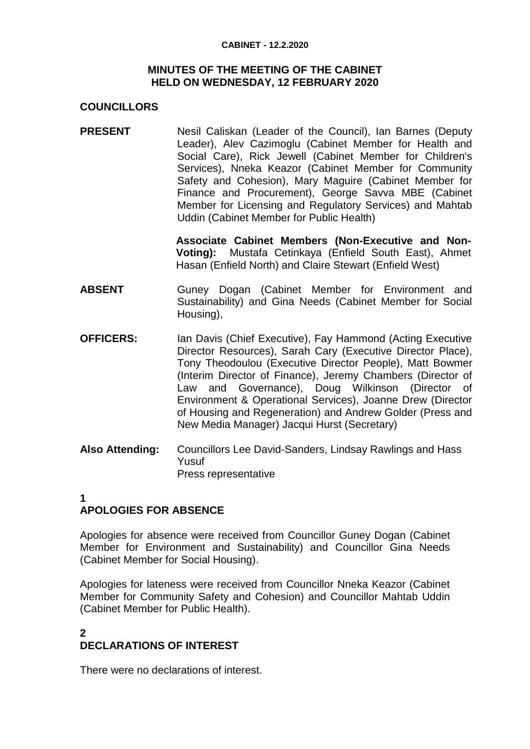# MINUTES OF THE MEETING OF THE CABINET HELD ON WEDNESDAY, 12 FEBRUARY 2020

## COUNCILLORS

**PRESENT** Nesil Caliskan (Leader of the Council), Ian Barnes (Deputy Leader), Alev Cazimoglu (Cabinet Member for Health and Social Care), Rick Jewell (Cabinet Member for Children's Services), Nneka Keazor (Cabinet Member for Community Safety and Cohesion), Mary Maguire (Cabinet Member for Finance and Procurement), George Savva MBE (Cabinet Member for Licensing and Regulatory Services) and Mahtab Uddin (Cabinet Member for Public Health)

**Associate Cabinet Members (Non-Executive and Non-Voting):** Mustafa Cetinkaya (Enfield South East), Ahmet Hasan (Enfield North) and Claire Stewart (Enfield West)

**ABSENT** Guney Dogan (Cabinet Member for Environment and Sustainability) and Gina Needs (Cabinet Member for Social Housing),

**OFFICERS:** Ian Davis (Chief Executive), Fay Hammond (Acting Executive Director Resources), Sarah Cary (Executive Director Place), Tony Theodoulou (Executive Director People), Matt Bowmer (Interim Director of Finance), Jeremy Chambers (Director of Law and Governance), Doug Wilkinson (Director of Environment & Operational Services), Joanne Drew (Director of Housing and Regeneration) and Andrew Golder (Press and New Media Manager) Jacqui Hurst (Secretary)

**Also Attending:** Councillors Lee David-Sanders, Lindsay Rawlings and Hass Yusuf
Press representative

## 1 APOLOGIES FOR ABSENCE

Apologies for absence were received from Councillor Guney Dogan (Cabinet Member for Environment and Sustainability) and Councillor Gina Needs (Cabinet Member for Social Housing).

Apologies for lateness were received from Councillor Nneka Keazor (Cabinet Member for Community Safety and Cohesion) and Councillor Mahtab Uddin (Cabinet Member for Public Health).

## 2 DECLARATIONS OF INTEREST

There were no declarations of interest.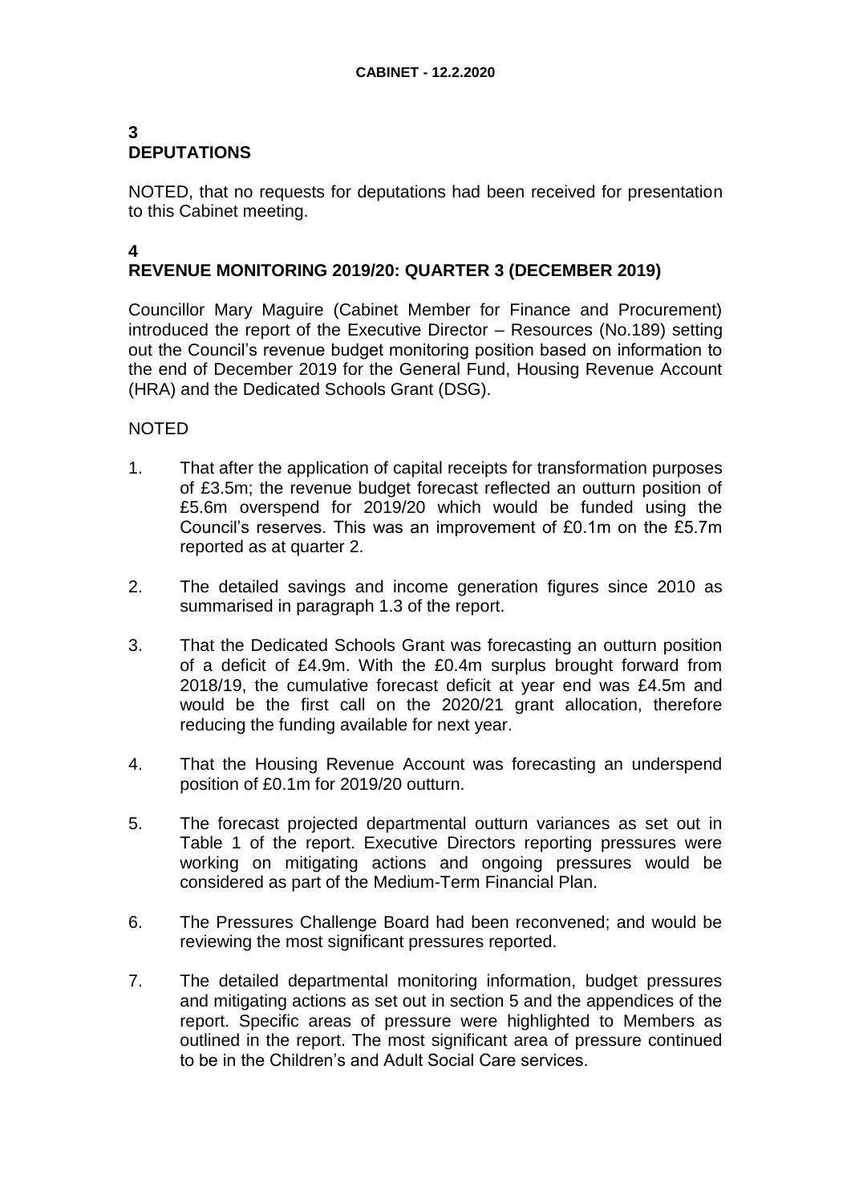## 3 DEPUTATIONS

NOTED, that no requests for deputations had been received for presentation to this Cabinet meeting.

## 4 REVENUE MONITORING 2019/20: QUARTER 3 (DECEMBER 2019)

Councillor Mary Maguire (Cabinet Member for Finance and Procurement) introduced the report of the Executive Director – Resources (No.189) setting out the Council's revenue budget monitoring position based on information to the end of December 2019 for the General Fund, Housing Revenue Account (HRA) and the Dedicated Schools Grant (DSG).

NOTED

1. That after the application of capital receipts for transformation purposes of £3.5m; the revenue budget forecast reflected an outturn position of £5.6m overspend for 2019/20 which would be funded using the Council's reserves. This was an improvement of £0.1m on the £5.7m reported as at quarter 2.

2. The detailed savings and income generation figures since 2010 as summarised in paragraph 1.3 of the report.

3. That the Dedicated Schools Grant was forecasting an outturn position of a deficit of £4.9m. With the £0.4m surplus brought forward from 2018/19, the cumulative forecast deficit at year end was £4.5m and would be the first call on the 2020/21 grant allocation, therefore reducing the funding available for next year.

4. That the Housing Revenue Account was forecasting an underspend position of £0.1m for 2019/20 outturn.

5. The forecast projected departmental outturn variances as set out in Table 1 of the report. Executive Directors reporting pressures were working on mitigating actions and ongoing pressures would be considered as part of the Medium-Term Financial Plan.

6. The Pressures Challenge Board had been reconvened; and would be reviewing the most significant pressures reported.

7. The detailed departmental monitoring information, budget pressures and mitigating actions as set out in section 5 and the appendices of the report. Specific areas of pressure were highlighted to Members as outlined in the report. The most significant area of pressure continued to be in the Children's and Adult Social Care services.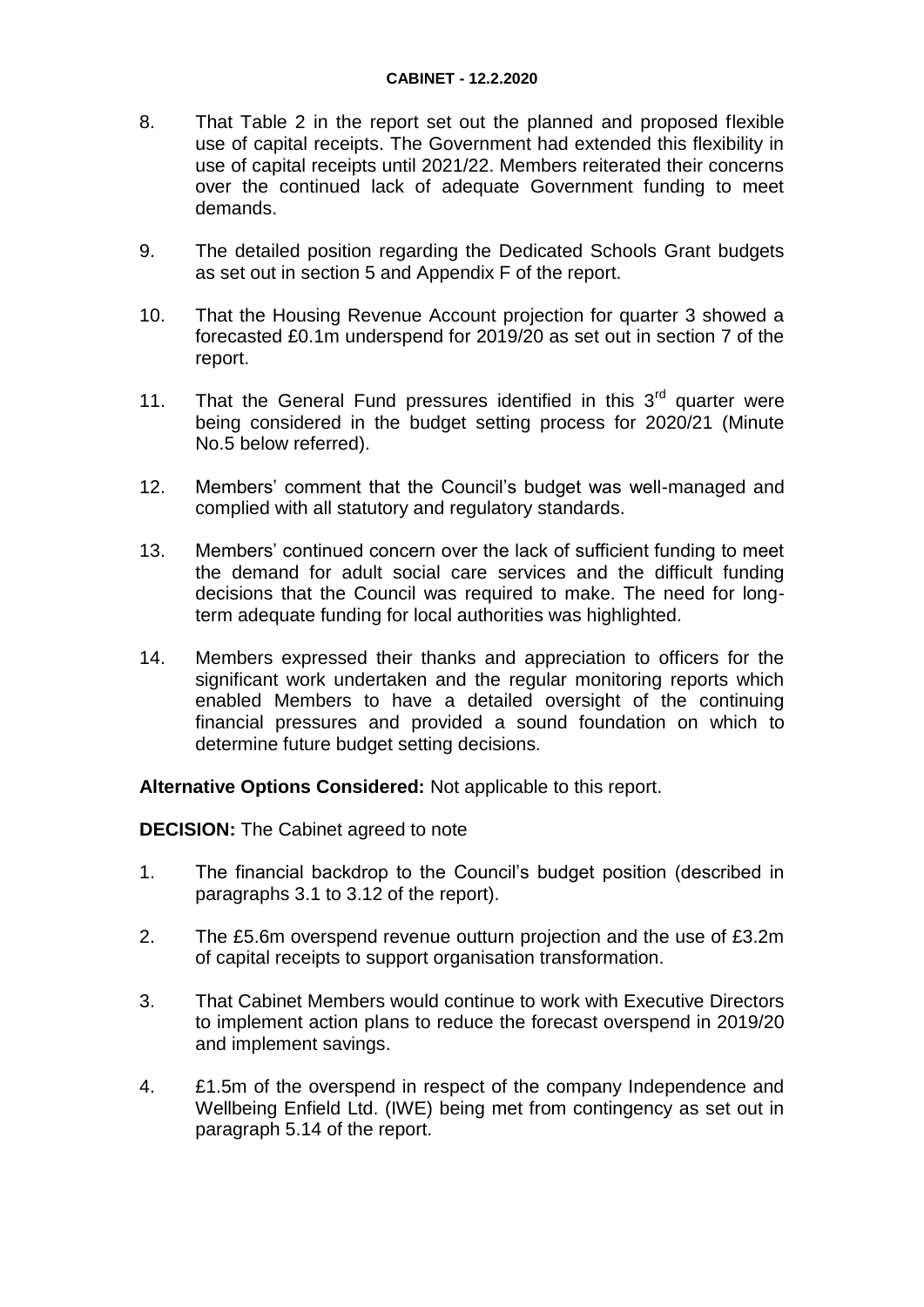8. That Table 2 in the report set out the planned and proposed flexible use of capital receipts. The Government had extended this flexibility in use of capital receipts until 2021/22. Members reiterated their concerns over the continued lack of adequate Government funding to meet demands.

9. The detailed position regarding the Dedicated Schools Grant budgets as set out in section 5 and Appendix F of the report.

10. That the Housing Revenue Account projection for quarter 3 showed a forecasted £0.1m underspend for 2019/20 as set out in section 7 of the report.

11. That the General Fund pressures identified in this 3rd quarter were being considered in the budget setting process for 2020/21 (Minute No.5 below referred).

12. Members' comment that the Council's budget was well-managed and complied with all statutory and regulatory standards.

13. Members' continued concern over the lack of sufficient funding to meet the demand for adult social care services and the difficult funding decisions that the Council was required to make. The need for long-term adequate funding for local authorities was highlighted.

14. Members expressed their thanks and appreciation to officers for the significant work undertaken and the regular monitoring reports which enabled Members to have a detailed oversight of the continuing financial pressures and provided a sound foundation on which to determine future budget setting decisions.

**Alternative Options Considered:** Not applicable to this report.

**DECISION:** The Cabinet agreed to note

1. The financial backdrop to the Council's budget position (described in paragraphs 3.1 to 3.12 of the report).

2. The £5.6m overspend revenue outturn projection and the use of £3.2m of capital receipts to support organisation transformation.

3. That Cabinet Members would continue to work with Executive Directors to implement action plans to reduce the forecast overspend in 2019/20 and implement savings.

4. £1.5m of the overspend in respect of the company Independence and Wellbeing Enfield Ltd. (IWE) being met from contingency as set out in paragraph 5.14 of the report.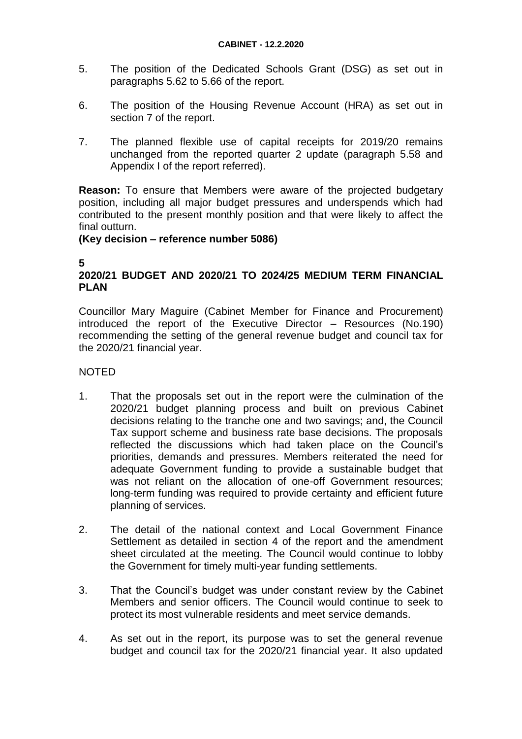5. The position of the Dedicated Schools Grant (DSG) as set out in paragraphs 5.62 to 5.66 of the report.

6. The position of the Housing Revenue Account (HRA) as set out in section 7 of the report.

7. The planned flexible use of capital receipts for 2019/20 remains unchanged from the reported quarter 2 update (paragraph 5.58 and Appendix I of the report referred).

**Reason:** To ensure that Members were aware of the projected budgetary position, including all major budget pressures and underspends which had contributed to the present monthly position and that were likely to affect the final outturn.
**(Key decision – reference number 5086)**

**5**
**2020/21 BUDGET AND 2020/21 TO 2024/25 MEDIUM TERM FINANCIAL PLAN**

Councillor Mary Maguire (Cabinet Member for Finance and Procurement) introduced the report of the Executive Director – Resources (No.190) recommending the setting of the general revenue budget and council tax for the 2020/21 financial year.

NOTED

1. That the proposals set out in the report were the culmination of the 2020/21 budget planning process and built on previous Cabinet decisions relating to the tranche one and two savings; and, the Council Tax support scheme and business rate base decisions. The proposals reflected the discussions which had taken place on the Council's priorities, demands and pressures. Members reiterated the need for adequate Government funding to provide a sustainable budget that was not reliant on the allocation of one-off Government resources; long-term funding was required to provide certainty and efficient future planning of services.

2. The detail of the national context and Local Government Finance Settlement as detailed in section 4 of the report and the amendment sheet circulated at the meeting. The Council would continue to lobby the Government for timely multi-year funding settlements.

3. That the Council's budget was under constant review by the Cabinet Members and senior officers. The Council would continue to seek to protect its most vulnerable residents and meet service demands.

4. As set out in the report, its purpose was to set the general revenue budget and council tax for the 2020/21 financial year. It also updated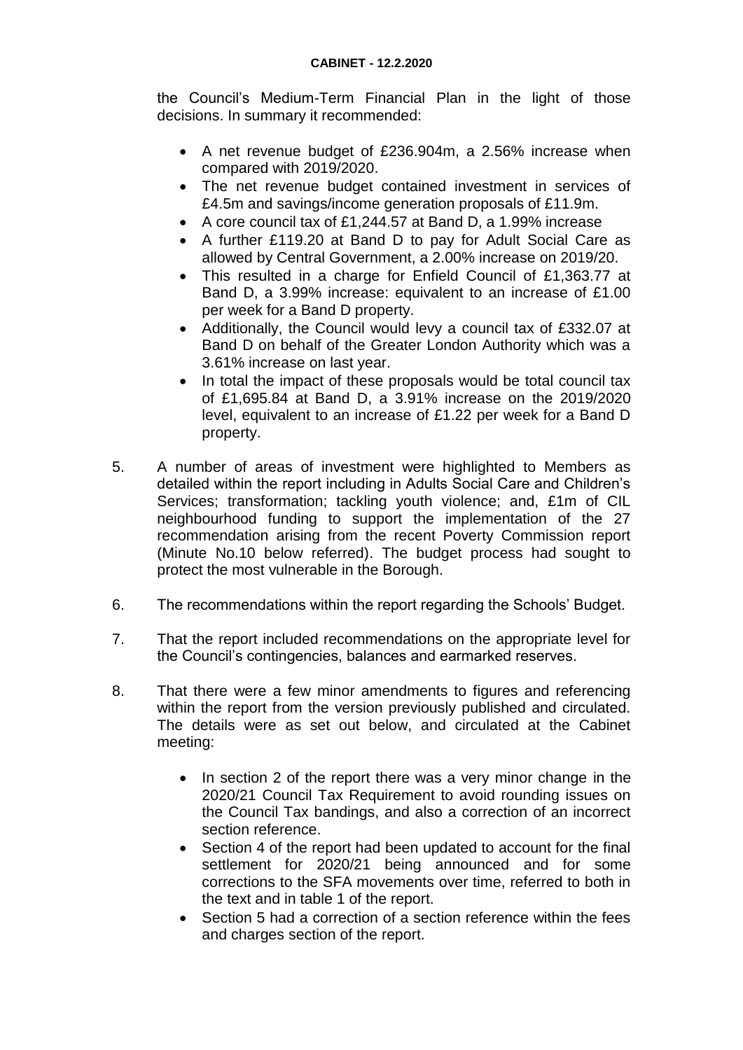the Council's Medium-Term Financial Plan in the light of those decisions. In summary it recommended:

- A net revenue budget of £236.904m, a 2.56% increase when compared with 2019/2020.
- The net revenue budget contained investment in services of £4.5m and savings/income generation proposals of £11.9m.
- A core council tax of £1,244.57 at Band D, a 1.99% increase
- A further £119.20 at Band D to pay for Adult Social Care as allowed by Central Government, a 2.00% increase on 2019/20.
- This resulted in a charge for Enfield Council of £1,363.77 at Band D, a 3.99% increase: equivalent to an increase of £1.00 per week for a Band D property.
- Additionally, the Council would levy a council tax of £332.07 at Band D on behalf of the Greater London Authority which was a 3.61% increase on last year.
- In total the impact of these proposals would be total council tax of £1,695.84 at Band D, a 3.91% increase on the 2019/2020 level, equivalent to an increase of £1.22 per week for a Band D property.

5. A number of areas of investment were highlighted to Members as detailed within the report including in Adults Social Care and Children's Services; transformation; tackling youth violence; and, £1m of CIL neighbourhood funding to support the implementation of the 27 recommendation arising from the recent Poverty Commission report (Minute No.10 below referred). The budget process had sought to protect the most vulnerable in the Borough.

6. The recommendations within the report regarding the Schools' Budget.

7. That the report included recommendations on the appropriate level for the Council's contingencies, balances and earmarked reserves.

8. That there were a few minor amendments to figures and referencing within the report from the version previously published and circulated. The details were as set out below, and circulated at the Cabinet meeting:

   - In section 2 of the report there was a very minor change in the 2020/21 Council Tax Requirement to avoid rounding issues on the Council Tax bandings, and also a correction of an incorrect section reference.
   - Section 4 of the report had been updated to account for the final settlement for 2020/21 being announced and for some corrections to the SFA movements over time, referred to both in the text and in table 1 of the report.
   - Section 5 had a correction of a section reference within the fees and charges section of the report.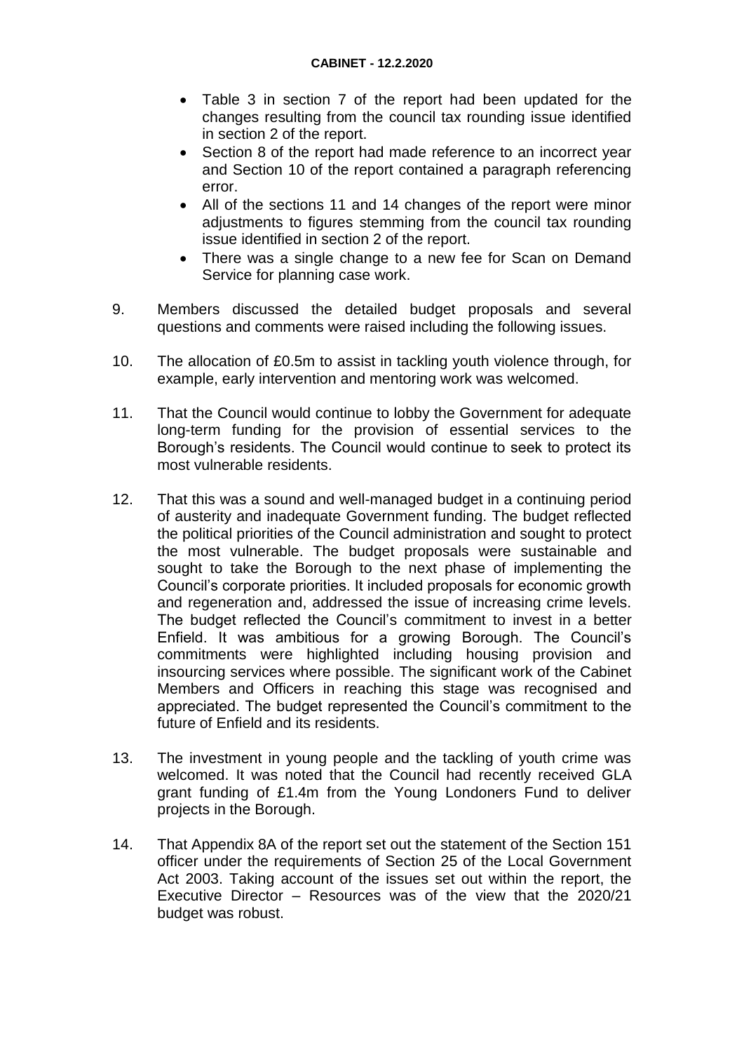- Table 3 in section 7 of the report had been updated for the changes resulting from the council tax rounding issue identified in section 2 of the report.
- Section 8 of the report had made reference to an incorrect year and Section 10 of the report contained a paragraph referencing error.
- All of the sections 11 and 14 changes of the report were minor adjustments to figures stemming from the council tax rounding issue identified in section 2 of the report.
- There was a single change to a new fee for Scan on Demand Service for planning case work.

9. Members discussed the detailed budget proposals and several questions and comments were raised including the following issues.

10. The allocation of £0.5m to assist in tackling youth violence through, for example, early intervention and mentoring work was welcomed.

11. That the Council would continue to lobby the Government for adequate long-term funding for the provision of essential services to the Borough's residents. The Council would continue to seek to protect its most vulnerable residents.

12. That this was a sound and well-managed budget in a continuing period of austerity and inadequate Government funding. The budget reflected the political priorities of the Council administration and sought to protect the most vulnerable. The budget proposals were sustainable and sought to take the Borough to the next phase of implementing the Council's corporate priorities. It included proposals for economic growth and regeneration and, addressed the issue of increasing crime levels. The budget reflected the Council's commitment to invest in a better Enfield. It was ambitious for a growing Borough. The Council's commitments were highlighted including housing provision and insourcing services where possible. The significant work of the Cabinet Members and Officers in reaching this stage was recognised and appreciated. The budget represented the Council's commitment to the future of Enfield and its residents.

13. The investment in young people and the tackling of youth crime was welcomed. It was noted that the Council had recently received GLA grant funding of £1.4m from the Young Londoners Fund to deliver projects in the Borough.

14. That Appendix 8A of the report set out the statement of the Section 151 officer under the requirements of Section 25 of the Local Government Act 2003. Taking account of the issues set out within the report, the Executive Director – Resources was of the view that the 2020/21 budget was robust.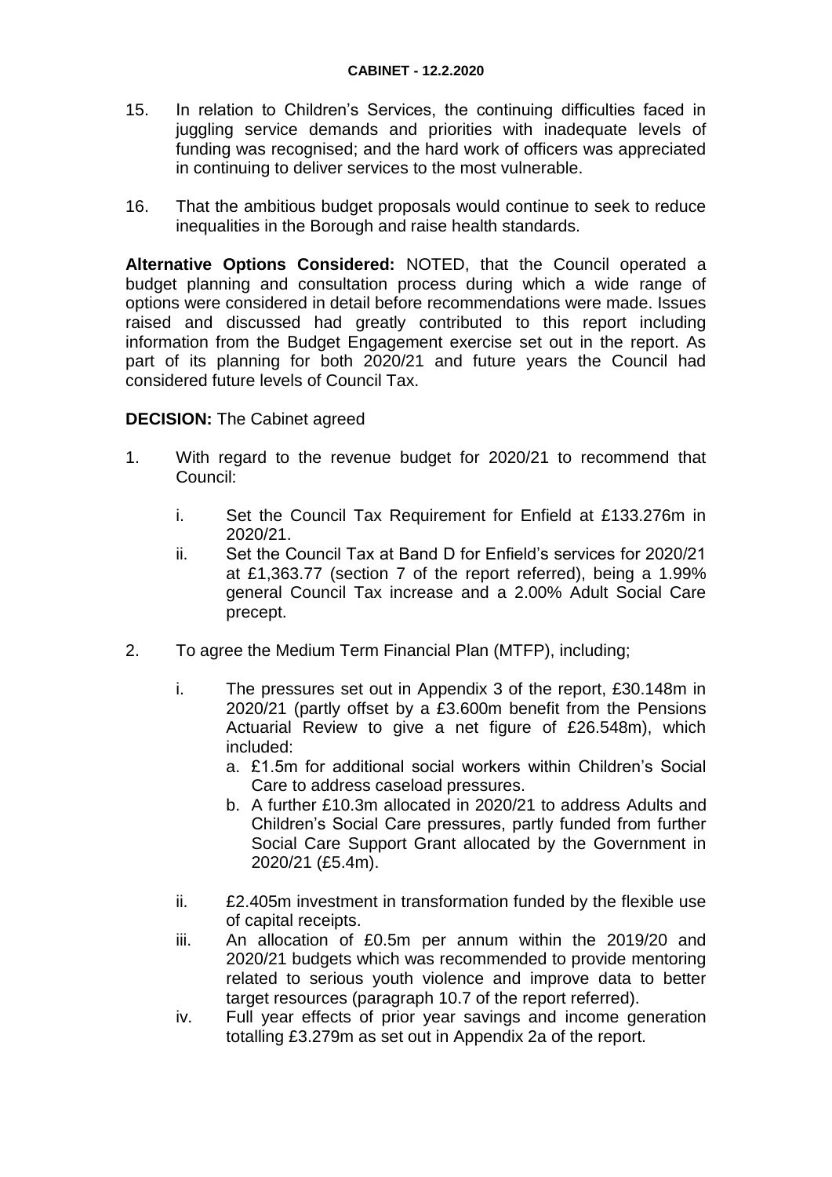15. In relation to Children's Services, the continuing difficulties faced in juggling service demands and priorities with inadequate levels of funding was recognised; and the hard work of officers was appreciated in continuing to deliver services to the most vulnerable.

16. That the ambitious budget proposals would continue to seek to reduce inequalities in the Borough and raise health standards.

**Alternative Options Considered:** NOTED, that the Council operated a budget planning and consultation process during which a wide range of options were considered in detail before recommendations were made. Issues raised and discussed had greatly contributed to this report including information from the Budget Engagement exercise set out in the report. As part of its planning for both 2020/21 and future years the Council had considered future levels of Council Tax.

**DECISION:** The Cabinet agreed

1. With regard to the revenue budget for 2020/21 to recommend that Council:

    i. Set the Council Tax Requirement for Enfield at £133.276m in 2020/21.

    ii. Set the Council Tax at Band D for Enfield's services for 2020/21 at £1,363.77 (section 7 of the report referred), being a 1.99% general Council Tax increase and a 2.00% Adult Social Care precept.

2. To agree the Medium Term Financial Plan (MTFP), including;

    i. The pressures set out in Appendix 3 of the report, £30.148m in 2020/21 (partly offset by a £3.600m benefit from the Pensions Actuarial Review to give a net figure of £26.548m), which included:
        a. £1.5m for additional social workers within Children's Social Care to address caseload pressures.
        b. A further £10.3m allocated in 2020/21 to address Adults and Children's Social Care pressures, partly funded from further Social Care Support Grant allocated by the Government in 2020/21 (£5.4m).

    ii. £2.405m investment in transformation funded by the flexible use of capital receipts.

    iii. An allocation of £0.5m per annum within the 2019/20 and 2020/21 budgets which was recommended to provide mentoring related to serious youth violence and improve data to better target resources (paragraph 10.7 of the report referred).

    iv. Full year effects of prior year savings and income generation totalling £3.279m as set out in Appendix 2a of the report.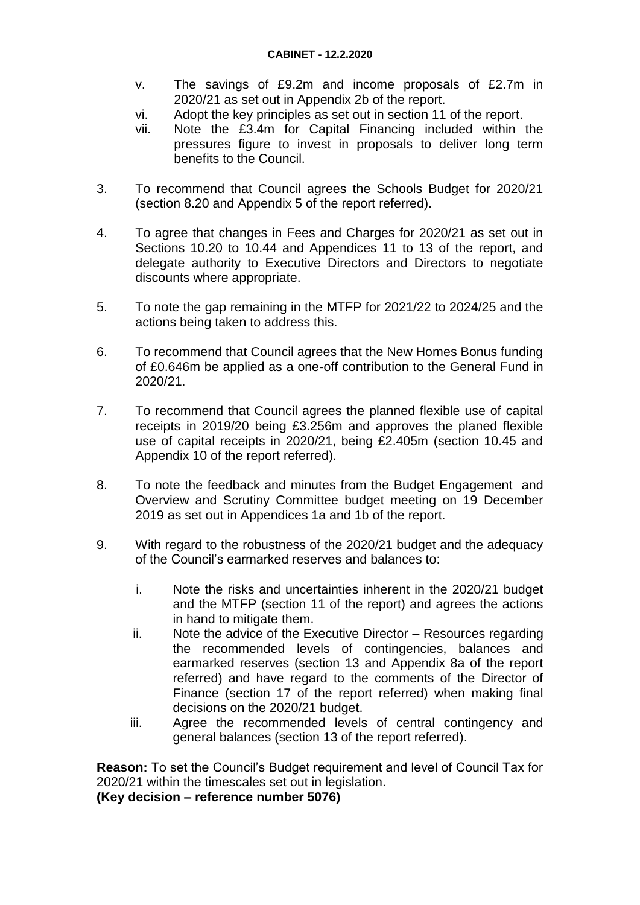v. The savings of £9.2m and income proposals of £2.7m in 2020/21 as set out in Appendix 2b of the report.
vi. Adopt the key principles as set out in section 11 of the report.
vii. Note the £3.4m for Capital Financing included within the pressures figure to invest in proposals to deliver long term benefits to the Council.

3. To recommend that Council agrees the Schools Budget for 2020/21 (section 8.20 and Appendix 5 of the report referred).

4. To agree that changes in Fees and Charges for 2020/21 as set out in Sections 10.20 to 10.44 and Appendices 11 to 13 of the report, and delegate authority to Executive Directors and Directors to negotiate discounts where appropriate.

5. To note the gap remaining in the MTFP for 2021/22 to 2024/25 and the actions being taken to address this.

6. To recommend that Council agrees that the New Homes Bonus funding of £0.646m be applied as a one-off contribution to the General Fund in 2020/21.

7. To recommend that Council agrees the planned flexible use of capital receipts in 2019/20 being £3.256m and approves the planed flexible use of capital receipts in 2020/21, being £2.405m (section 10.45 and Appendix 10 of the report referred).

8. To note the feedback and minutes from the Budget Engagement and Overview and Scrutiny Committee budget meeting on 19 December 2019 as set out in Appendices 1a and 1b of the report.

9. With regard to the robustness of the 2020/21 budget and the adequacy of the Council's earmarked reserves and balances to:

   i. Note the risks and uncertainties inherent in the 2020/21 budget and the MTFP (section 11 of the report) and agrees the actions in hand to mitigate them.
   ii. Note the advice of the Executive Director – Resources regarding the recommended levels of contingencies, balances and earmarked reserves (section 13 and Appendix 8a of the report referred) and have regard to the comments of the Director of Finance (section 17 of the report referred) when making final decisions on the 2020/21 budget.
   iii. Agree the recommended levels of central contingency and general balances (section 13 of the report referred).

**Reason:** To set the Council's Budget requirement and level of Council Tax for 2020/21 within the timescales set out in legislation.
**(Key decision – reference number 5076)**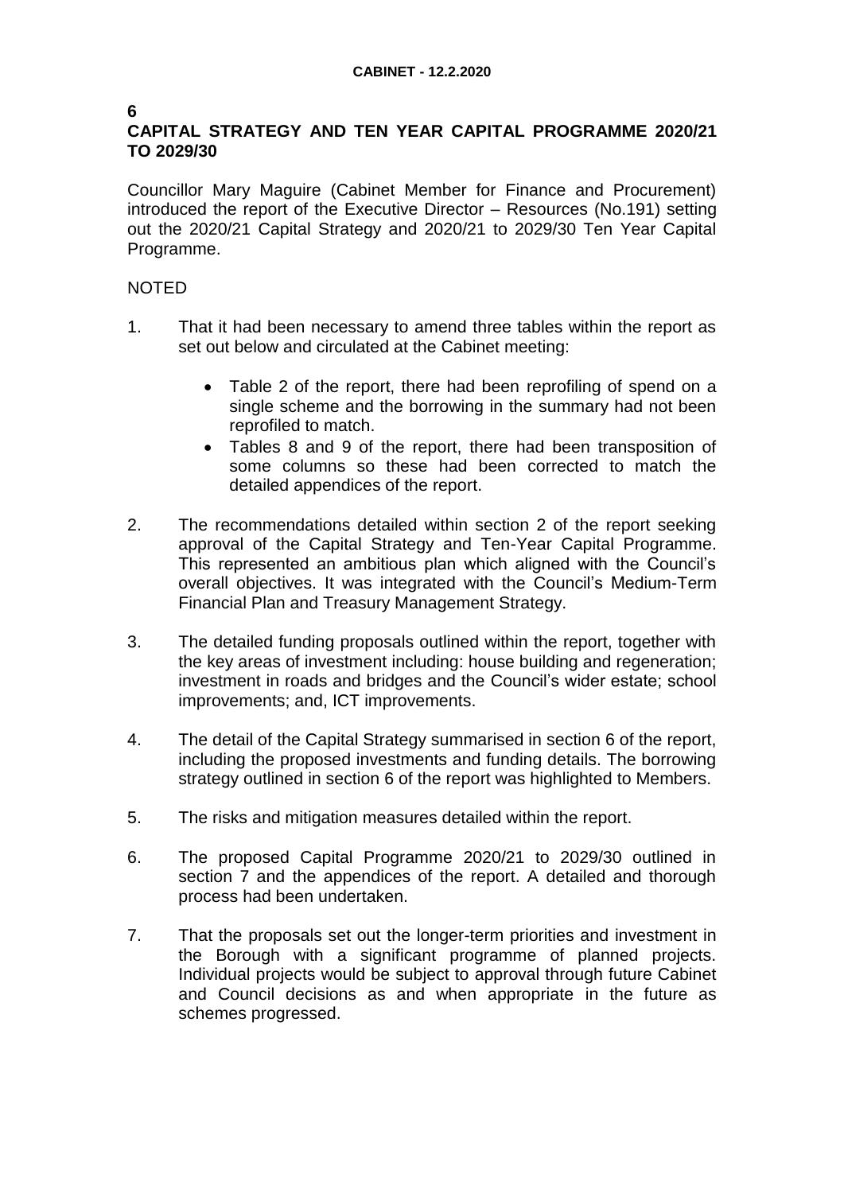## 6
## CAPITAL STRATEGY AND TEN YEAR CAPITAL PROGRAMME 2020/21 TO 2029/30

Councillor Mary Maguire (Cabinet Member for Finance and Procurement) introduced the report of the Executive Director – Resources (No.191) setting out the 2020/21 Capital Strategy and 2020/21 to 2029/30 Ten Year Capital Programme.

NOTED

1. That it had been necessary to amend three tables within the report as set out below and circulated at the Cabinet meeting:

   - Table 2 of the report, there had been reprofiling of spend on a single scheme and the borrowing in the summary had not been reprofiled to match.
   - Tables 8 and 9 of the report, there had been transposition of some columns so these had been corrected to match the detailed appendices of the report.

2. The recommendations detailed within section 2 of the report seeking approval of the Capital Strategy and Ten-Year Capital Programme. This represented an ambitious plan which aligned with the Council's overall objectives. It was integrated with the Council's Medium-Term Financial Plan and Treasury Management Strategy.

3. The detailed funding proposals outlined within the report, together with the key areas of investment including: house building and regeneration; investment in roads and bridges and the Council's wider estate; school improvements; and, ICT improvements.

4. The detail of the Capital Strategy summarised in section 6 of the report, including the proposed investments and funding details. The borrowing strategy outlined in section 6 of the report was highlighted to Members.

5. The risks and mitigation measures detailed within the report.

6. The proposed Capital Programme 2020/21 to 2029/30 outlined in section 7 and the appendices of the report. A detailed and thorough process had been undertaken.

7. That the proposals set out the longer-term priorities and investment in the Borough with a significant programme of planned projects. Individual projects would be subject to approval through future Cabinet and Council decisions as and when appropriate in the future as schemes progressed.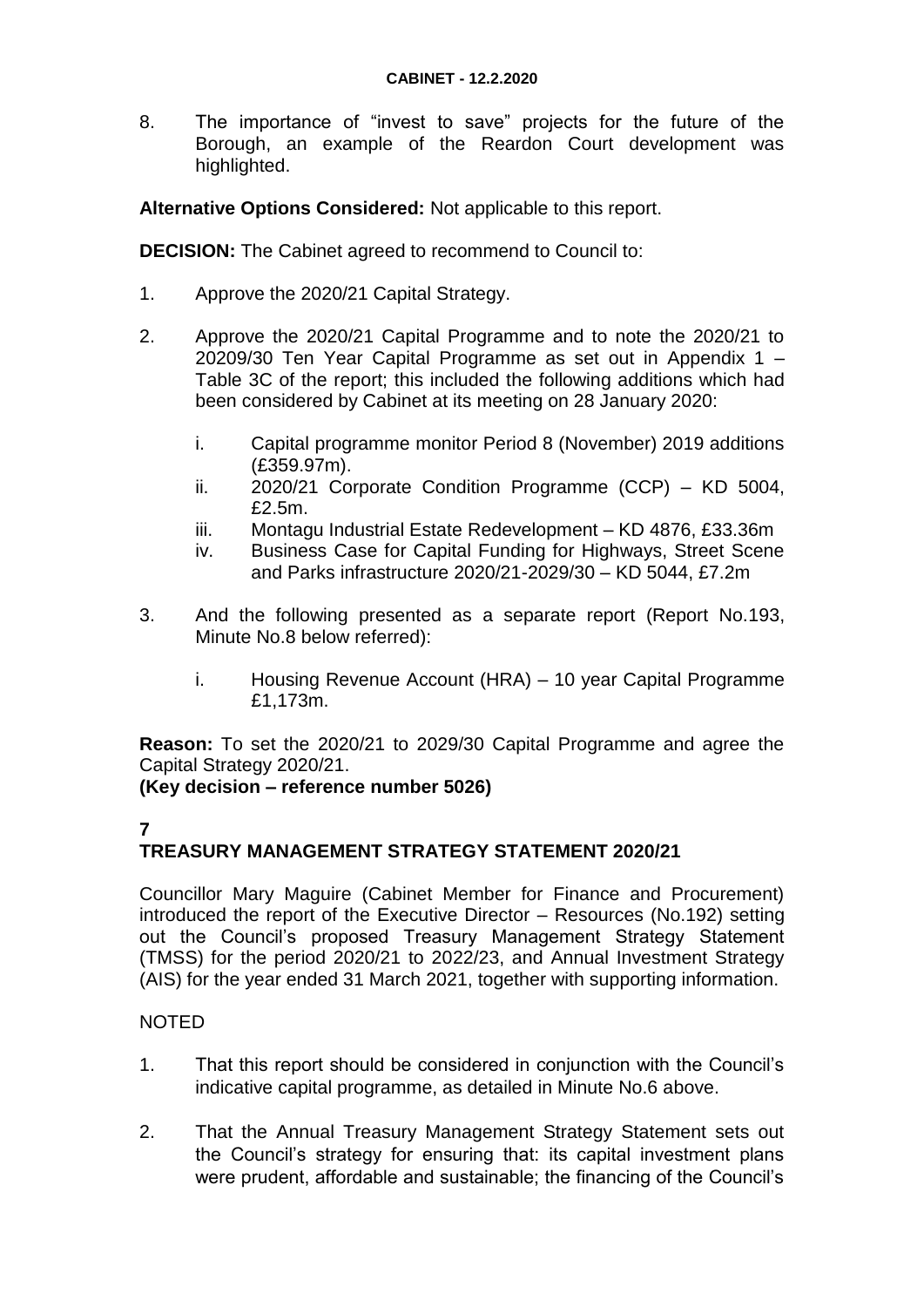8. The importance of "invest to save" projects for the future of the Borough, an example of the Reardon Court development was highlighted.

**Alternative Options Considered:** Not applicable to this report.

**DECISION:** The Cabinet agreed to recommend to Council to:

1. Approve the 2020/21 Capital Strategy.

2. Approve the 2020/21 Capital Programme and to note the 2020/21 to 20209/30 Ten Year Capital Programme as set out in Appendix 1 – Table 3C of the report; this included the following additions which had been considered by Cabinet at its meeting on 28 January 2020:

   i. Capital programme monitor Period 8 (November) 2019 additions (£359.97m).
   ii. 2020/21 Corporate Condition Programme (CCP) – KD 5004, £2.5m.
   iii. Montagu Industrial Estate Redevelopment – KD 4876, £33.36m
   iv. Business Case for Capital Funding for Highways, Street Scene and Parks infrastructure 2020/21-2029/30 – KD 5044, £7.2m

3. And the following presented as a separate report (Report No.193, Minute No.8 below referred):

   i. Housing Revenue Account (HRA) – 10 year Capital Programme £1,173m.

**Reason:** To set the 2020/21 to 2029/30 Capital Programme and agree the Capital Strategy 2020/21.
**(Key decision – reference number 5026)**

## 7
## TREASURY MANAGEMENT STRATEGY STATEMENT 2020/21

Councillor Mary Maguire (Cabinet Member for Finance and Procurement) introduced the report of the Executive Director – Resources (No.192) setting out the Council's proposed Treasury Management Strategy Statement (TMSS) for the period 2020/21 to 2022/23, and Annual Investment Strategy (AIS) for the year ended 31 March 2021, together with supporting information.

NOTED

1. That this report should be considered in conjunction with the Council's indicative capital programme, as detailed in Minute No.6 above.

2. That the Annual Treasury Management Strategy Statement sets out the Council's strategy for ensuring that: its capital investment plans were prudent, affordable and sustainable; the financing of the Council's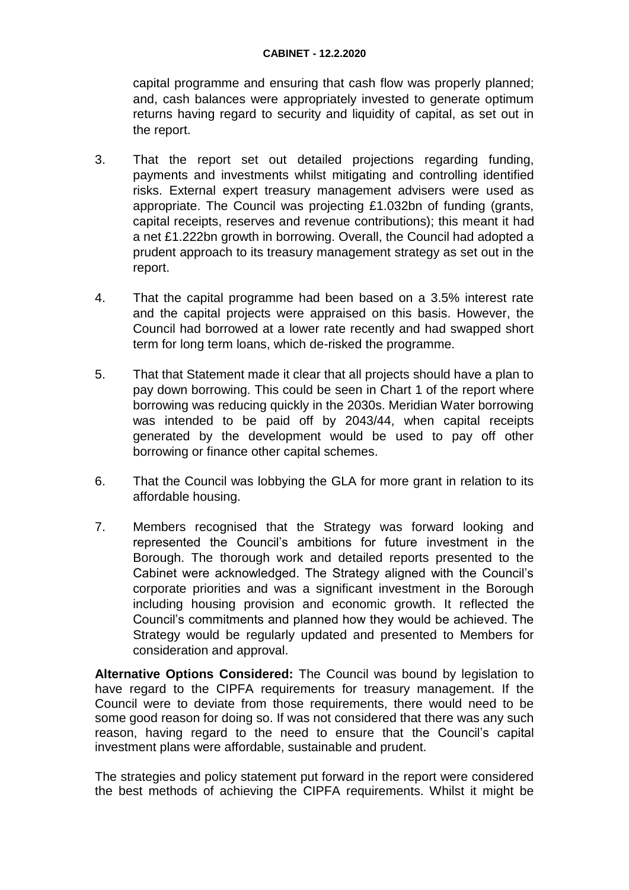capital programme and ensuring that cash flow was properly planned; and, cash balances were appropriately invested to generate optimum returns having regard to security and liquidity of capital, as set out in the report.

3. That the report set out detailed projections regarding funding, payments and investments whilst mitigating and controlling identified risks. External expert treasury management advisers were used as appropriate. The Council was projecting £1.032bn of funding (grants, capital receipts, reserves and revenue contributions); this meant it had a net £1.222bn growth in borrowing. Overall, the Council had adopted a prudent approach to its treasury management strategy as set out in the report.

4. That the capital programme had been based on a 3.5% interest rate and the capital projects were appraised on this basis. However, the Council had borrowed at a lower rate recently and had swapped short term for long term loans, which de-risked the programme.

5. That that Statement made it clear that all projects should have a plan to pay down borrowing. This could be seen in Chart 1 of the report where borrowing was reducing quickly in the 2030s. Meridian Water borrowing was intended to be paid off by 2043/44, when capital receipts generated by the development would be used to pay off other borrowing or finance other capital schemes.

6. That the Council was lobbying the GLA for more grant in relation to its affordable housing.

7. Members recognised that the Strategy was forward looking and represented the Council's ambitions for future investment in the Borough. The thorough work and detailed reports presented to the Cabinet were acknowledged. The Strategy aligned with the Council's corporate priorities and was a significant investment in the Borough including housing provision and economic growth. It reflected the Council's commitments and planned how they would be achieved. The Strategy would be regularly updated and presented to Members for consideration and approval.

**Alternative Options Considered:** The Council was bound by legislation to have regard to the CIPFA requirements for treasury management. If the Council were to deviate from those requirements, there would need to be some good reason for doing so. If was not considered that there was any such reason, having regard to the need to ensure that the Council's capital investment plans were affordable, sustainable and prudent.

The strategies and policy statement put forward in the report were considered the best methods of achieving the CIPFA requirements. Whilst it might be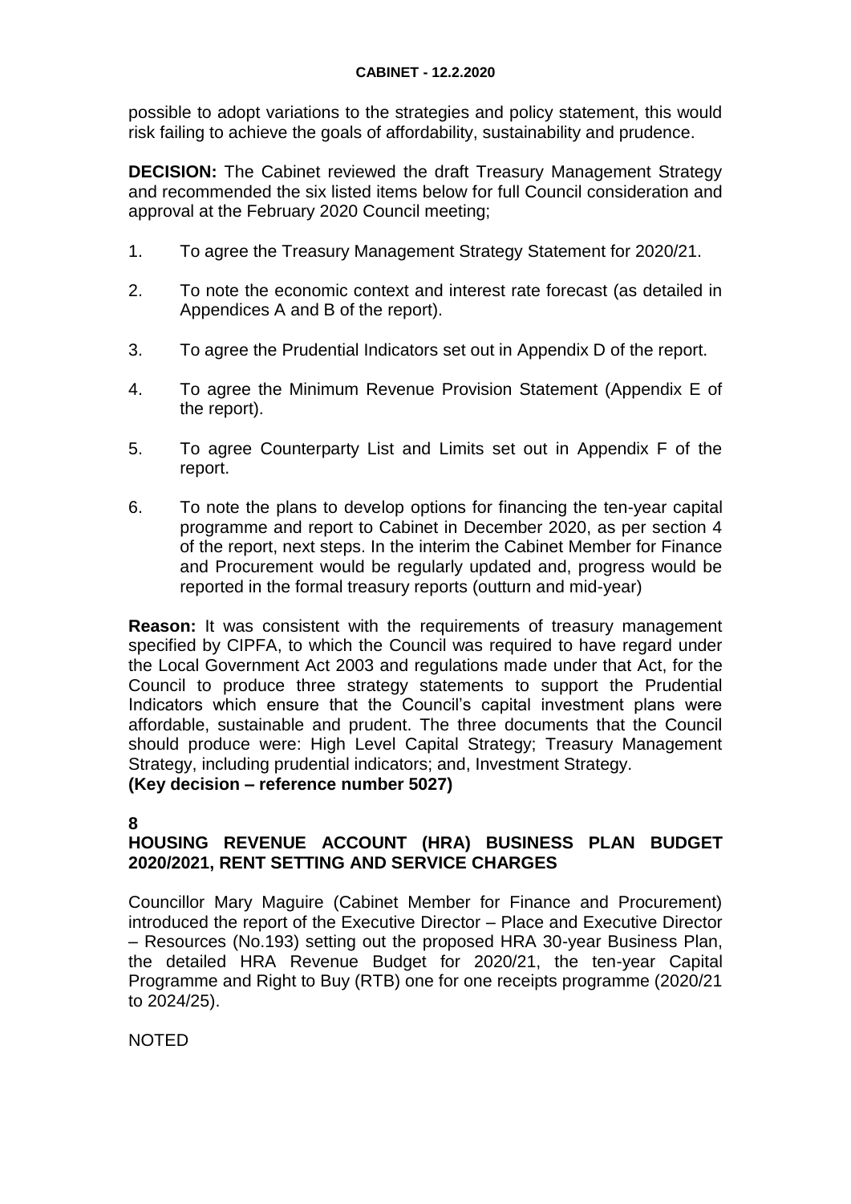possible to adopt variations to the strategies and policy statement, this would risk failing to achieve the goals of affordability, sustainability and prudence.

**DECISION:** The Cabinet reviewed the draft Treasury Management Strategy and recommended the six listed items below for full Council consideration and approval at the February 2020 Council meeting;

1. To agree the Treasury Management Strategy Statement for 2020/21.
2. To note the economic context and interest rate forecast (as detailed in Appendices A and B of the report).
3. To agree the Prudential Indicators set out in Appendix D of the report.
4. To agree the Minimum Revenue Provision Statement (Appendix E of the report).
5. To agree Counterparty List and Limits set out in Appendix F of the report.
6. To note the plans to develop options for financing the ten-year capital programme and report to Cabinet in December 2020, as per section 4 of the report, next steps. In the interim the Cabinet Member for Finance and Procurement would be regularly updated and, progress would be reported in the formal treasury reports (outturn and mid-year)

**Reason:** It was consistent with the requirements of treasury management specified by CIPFA, to which the Council was required to have regard under the Local Government Act 2003 and regulations made under that Act, for the Council to produce three strategy statements to support the Prudential Indicators which ensure that the Council's capital investment plans were affordable, sustainable and prudent. The three documents that the Council should produce were: High Level Capital Strategy; Treasury Management Strategy, including prudential indicators; and, Investment Strategy.
**(Key decision – reference number 5027)**

## 8
## HOUSING REVENUE ACCOUNT (HRA) BUSINESS PLAN BUDGET 2020/2021, RENT SETTING AND SERVICE CHARGES

Councillor Mary Maguire (Cabinet Member for Finance and Procurement) introduced the report of the Executive Director – Place and Executive Director – Resources (No.193) setting out the proposed HRA 30-year Business Plan, the detailed HRA Revenue Budget for 2020/21, the ten-year Capital Programme and Right to Buy (RTB) one for one receipts programme (2020/21 to 2024/25).

NOTED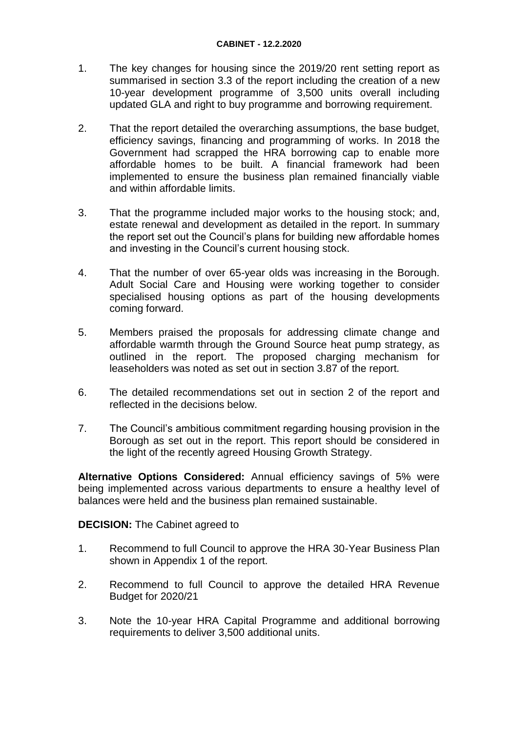1. The key changes for housing since the 2019/20 rent setting report as summarised in section 3.3 of the report including the creation of a new 10-year development programme of 3,500 units overall including updated GLA and right to buy programme and borrowing requirement.

2. That the report detailed the overarching assumptions, the base budget, efficiency savings, financing and programming of works. In 2018 the Government had scrapped the HRA borrowing cap to enable more affordable homes to be built. A financial framework had been implemented to ensure the business plan remained financially viable and within affordable limits.

3. That the programme included major works to the housing stock; and, estate renewal and development as detailed in the report. In summary the report set out the Council's plans for building new affordable homes and investing in the Council's current housing stock.

4. That the number of over 65-year olds was increasing in the Borough. Adult Social Care and Housing were working together to consider specialised housing options as part of the housing developments coming forward.

5. Members praised the proposals for addressing climate change and affordable warmth through the Ground Source heat pump strategy, as outlined in the report. The proposed charging mechanism for leaseholders was noted as set out in section 3.87 of the report.

6. The detailed recommendations set out in section 2 of the report and reflected in the decisions below.

7. The Council's ambitious commitment regarding housing provision in the Borough as set out in the report. This report should be considered in the light of the recently agreed Housing Growth Strategy.

**Alternative Options Considered:** Annual efficiency savings of 5% were being implemented across various departments to ensure a healthy level of balances were held and the business plan remained sustainable.

**DECISION:** The Cabinet agreed to

1. Recommend to full Council to approve the HRA 30-Year Business Plan shown in Appendix 1 of the report.

2. Recommend to full Council to approve the detailed HRA Revenue Budget for 2020/21

3. Note the 10-year HRA Capital Programme and additional borrowing requirements to deliver 3,500 additional units.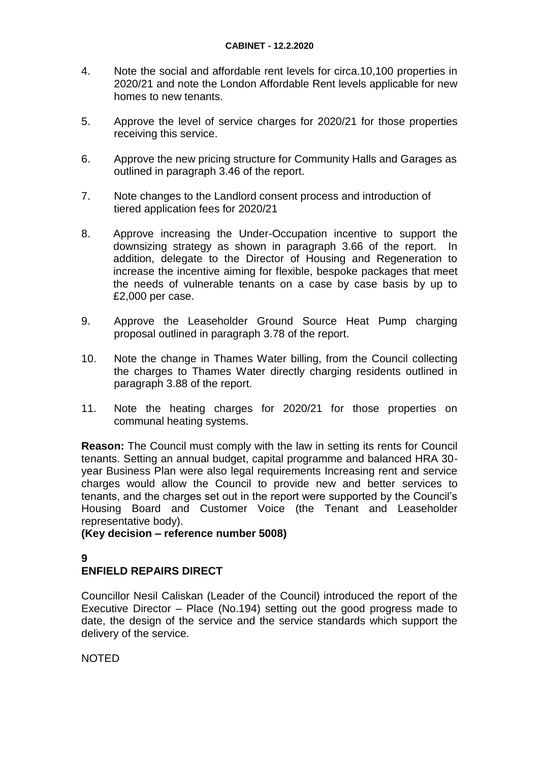4. Note the social and affordable rent levels for circa.10,100 properties in 2020/21 and note the London Affordable Rent levels applicable for new homes to new tenants.

5. Approve the level of service charges for 2020/21 for those properties receiving this service.

6. Approve the new pricing structure for Community Halls and Garages as outlined in paragraph 3.46 of the report.

7. Note changes to the Landlord consent process and introduction of tiered application fees for 2020/21

8. Approve increasing the Under-Occupation incentive to support the downsizing strategy as shown in paragraph 3.66 of the report. In addition, delegate to the Director of Housing and Regeneration to increase the incentive aiming for flexible, bespoke packages that meet the needs of vulnerable tenants on a case by case basis by up to £2,000 per case.

9. Approve the Leaseholder Ground Source Heat Pump charging proposal outlined in paragraph 3.78 of the report.

10. Note the change in Thames Water billing, from the Council collecting the charges to Thames Water directly charging residents outlined in paragraph 3.88 of the report.

11. Note the heating charges for 2020/21 for those properties on communal heating systems.

**Reason:** The Council must comply with the law in setting its rents for Council tenants. Setting an annual budget, capital programme and balanced HRA 30-year Business Plan were also legal requirements Increasing rent and service charges would allow the Council to provide new and better services to tenants, and the charges set out in the report were supported by the Council's Housing Board and Customer Voice (the Tenant and Leaseholder representative body).

**(Key decision – reference number 5008)**

**9**

**ENFIELD REPAIRS DIRECT**

Councillor Nesil Caliskan (Leader of the Council) introduced the report of the Executive Director – Place (No.194) setting out the good progress made to date, the design of the service and the service standards which support the delivery of the service.

NOTED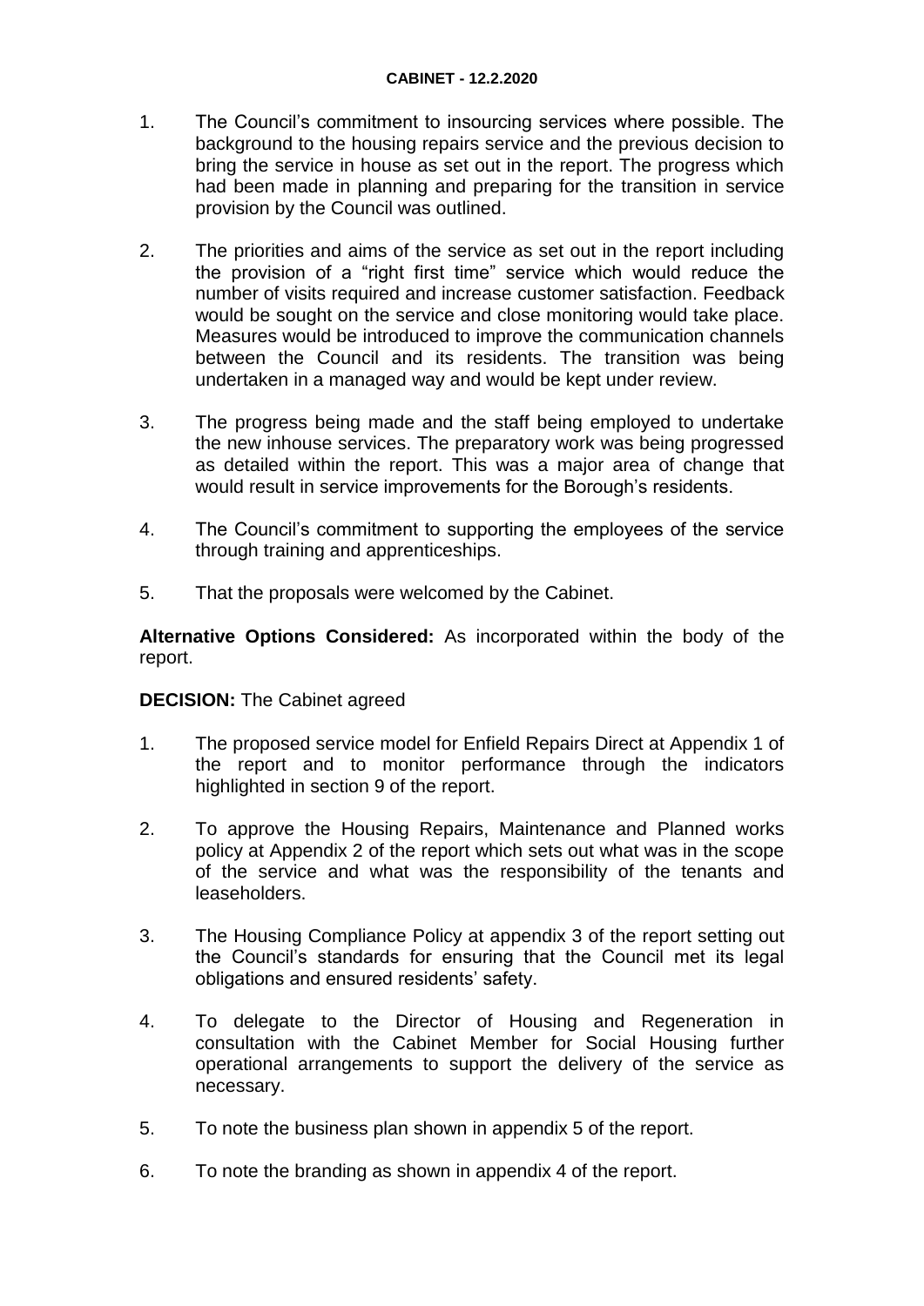1. The Council's commitment to insourcing services where possible. The background to the housing repairs service and the previous decision to bring the service in house as set out in the report. The progress which had been made in planning and preparing for the transition in service provision by the Council was outlined.

2. The priorities and aims of the service as set out in the report including the provision of a "right first time" service which would reduce the number of visits required and increase customer satisfaction. Feedback would be sought on the service and close monitoring would take place. Measures would be introduced to improve the communication channels between the Council and its residents. The transition was being undertaken in a managed way and would be kept under review.

3. The progress being made and the staff being employed to undertake the new inhouse services. The preparatory work was being progressed as detailed within the report. This was a major area of change that would result in service improvements for the Borough's residents.

4. The Council's commitment to supporting the employees of the service through training and apprenticeships.

5. That the proposals were welcomed by the Cabinet.

**Alternative Options Considered:** As incorporated within the body of the report.

**DECISION:** The Cabinet agreed

1. The proposed service model for Enfield Repairs Direct at Appendix 1 of the report and to monitor performance through the indicators highlighted in section 9 of the report.

2. To approve the Housing Repairs, Maintenance and Planned works policy at Appendix 2 of the report which sets out what was in the scope of the service and what was the responsibility of the tenants and leaseholders.

3. The Housing Compliance Policy at appendix 3 of the report setting out the Council's standards for ensuring that the Council met its legal obligations and ensured residents' safety.

4. To delegate to the Director of Housing and Regeneration in consultation with the Cabinet Member for Social Housing further operational arrangements to support the delivery of the service as necessary.

5. To note the business plan shown in appendix 5 of the report.

6. To note the branding as shown in appendix 4 of the report.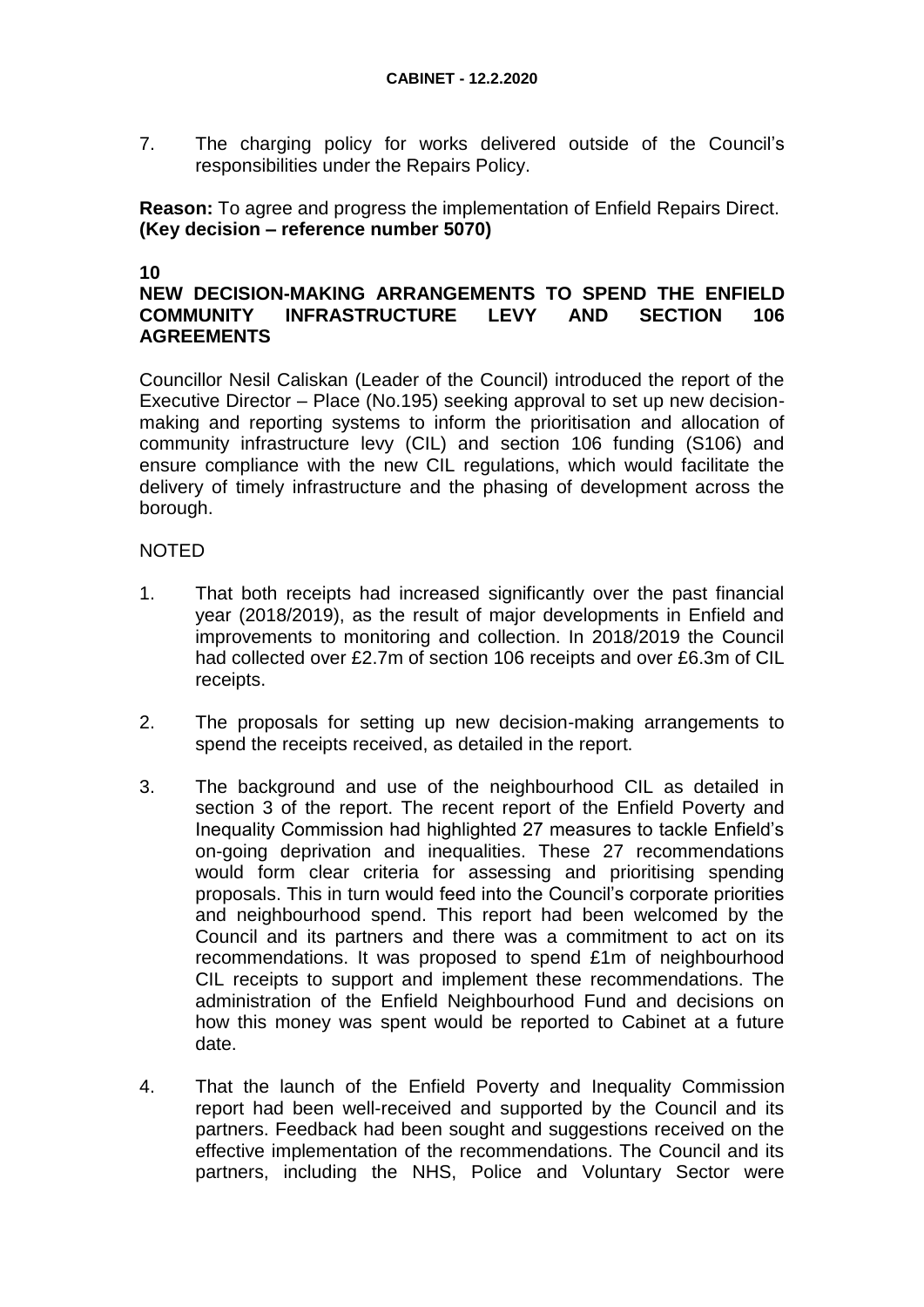7. The charging policy for works delivered outside of the Council's responsibilities under the Repairs Policy.

**Reason:** To agree and progress the implementation of Enfield Repairs Direct.
**(Key decision – reference number 5070)**

## 10
## NEW DECISION-MAKING ARRANGEMENTS TO SPEND THE ENFIELD COMMUNITY INFRASTRUCTURE LEVY AND SECTION 106 AGREEMENTS

Councillor Nesil Caliskan (Leader of the Council) introduced the report of the Executive Director – Place (No.195) seeking approval to set up new decision-making and reporting systems to inform the prioritisation and allocation of community infrastructure levy (CIL) and section 106 funding (S106) and ensure compliance with the new CIL regulations, which would facilitate the delivery of timely infrastructure and the phasing of development across the borough.

NOTED

1. That both receipts had increased significantly over the past financial year (2018/2019), as the result of major developments in Enfield and improvements to monitoring and collection. In 2018/2019 the Council had collected over £2.7m of section 106 receipts and over £6.3m of CIL receipts.

2. The proposals for setting up new decision-making arrangements to spend the receipts received, as detailed in the report.

3. The background and use of the neighbourhood CIL as detailed in section 3 of the report. The recent report of the Enfield Poverty and Inequality Commission had highlighted 27 measures to tackle Enfield's on-going deprivation and inequalities. These 27 recommendations would form clear criteria for assessing and prioritising spending proposals. This in turn would feed into the Council's corporate priorities and neighbourhood spend. This report had been welcomed by the Council and its partners and there was a commitment to act on its recommendations. It was proposed to spend £1m of neighbourhood CIL receipts to support and implement these recommendations. The administration of the Enfield Neighbourhood Fund and decisions on how this money was spent would be reported to Cabinet at a future date.

4. That the launch of the Enfield Poverty and Inequality Commission report had been well-received and supported by the Council and its partners. Feedback had been sought and suggestions received on the effective implementation of the recommendations. The Council and its partners, including the NHS, Police and Voluntary Sector were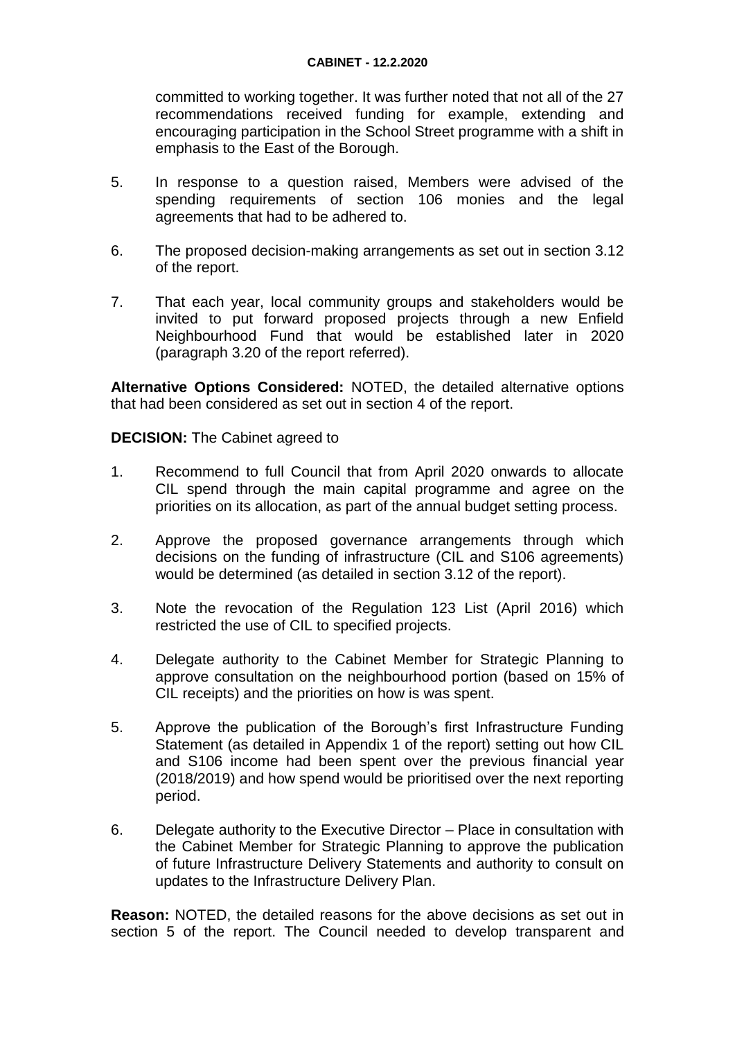committed to working together. It was further noted that not all of the 27 recommendations received funding for example, extending and encouraging participation in the School Street programme with a shift in emphasis to the East of the Borough.

5. In response to a question raised, Members were advised of the spending requirements of section 106 monies and the legal agreements that had to be adhered to.

6. The proposed decision-making arrangements as set out in section 3.12 of the report.

7. That each year, local community groups and stakeholders would be invited to put forward proposed projects through a new Enfield Neighbourhood Fund that would be established later in 2020 (paragraph 3.20 of the report referred).

**Alternative Options Considered:** NOTED, the detailed alternative options that had been considered as set out in section 4 of the report.

**DECISION:** The Cabinet agreed to

1. Recommend to full Council that from April 2020 onwards to allocate CIL spend through the main capital programme and agree on the priorities on its allocation, as part of the annual budget setting process.

2. Approve the proposed governance arrangements through which decisions on the funding of infrastructure (CIL and S106 agreements) would be determined (as detailed in section 3.12 of the report).

3. Note the revocation of the Regulation 123 List (April 2016) which restricted the use of CIL to specified projects.

4. Delegate authority to the Cabinet Member for Strategic Planning to approve consultation on the neighbourhood portion (based on 15% of CIL receipts) and the priorities on how is was spent.

5. Approve the publication of the Borough's first Infrastructure Funding Statement (as detailed in Appendix 1 of the report) setting out how CIL and S106 income had been spent over the previous financial year (2018/2019) and how spend would be prioritised over the next reporting period.

6. Delegate authority to the Executive Director – Place in consultation with the Cabinet Member for Strategic Planning to approve the publication of future Infrastructure Delivery Statements and authority to consult on updates to the Infrastructure Delivery Plan.

**Reason:** NOTED, the detailed reasons for the above decisions as set out in section 5 of the report. The Council needed to develop transparent and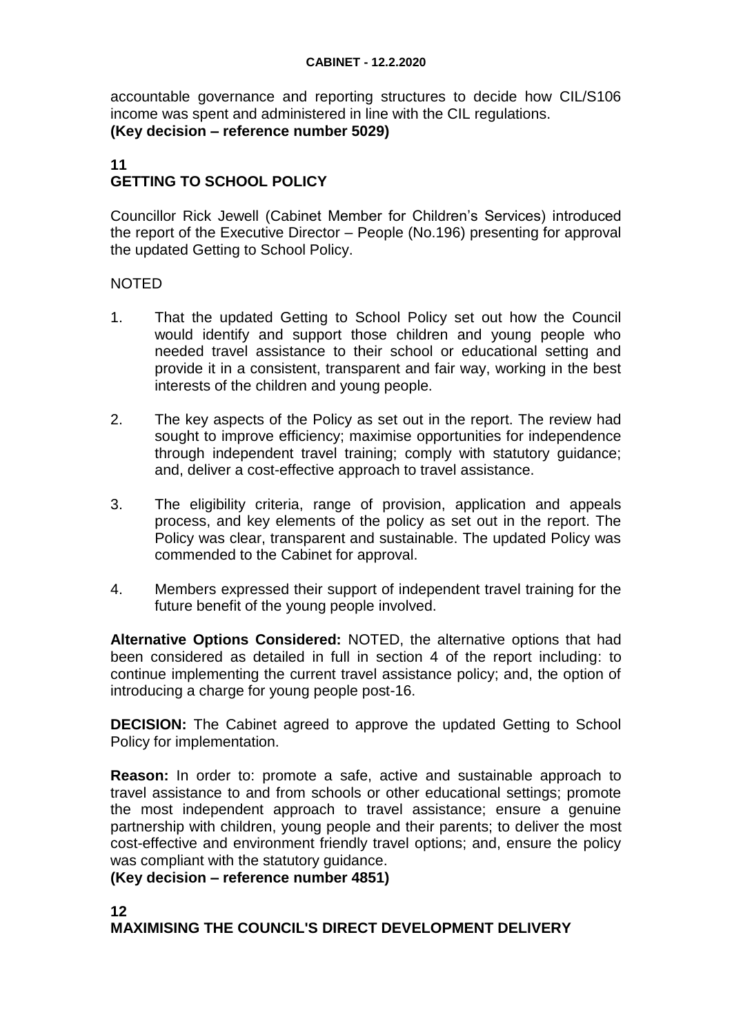accountable governance and reporting structures to decide how CIL/S106 income was spent and administered in line with the CIL regulations.
**(Key decision – reference number 5029)**

## 11
## GETTING TO SCHOOL POLICY

Councillor Rick Jewell (Cabinet Member for Children's Services) introduced the report of the Executive Director – People (No.196) presenting for approval the updated Getting to School Policy.

NOTED

1. That the updated Getting to School Policy set out how the Council would identify and support those children and young people who needed travel assistance to their school or educational setting and provide it in a consistent, transparent and fair way, working in the best interests of the children and young people.

2. The key aspects of the Policy as set out in the report. The review had sought to improve efficiency; maximise opportunities for independence through independent travel training; comply with statutory guidance; and, deliver a cost-effective approach to travel assistance.

3. The eligibility criteria, range of provision, application and appeals process, and key elements of the policy as set out in the report. The Policy was clear, transparent and sustainable. The updated Policy was commended to the Cabinet for approval.

4. Members expressed their support of independent travel training for the future benefit of the young people involved.

**Alternative Options Considered:** NOTED, the alternative options that had been considered as detailed in full in section 4 of the report including: to continue implementing the current travel assistance policy; and, the option of introducing a charge for young people post-16.

**DECISION:** The Cabinet agreed to approve the updated Getting to School Policy for implementation.

**Reason:** In order to: promote a safe, active and sustainable approach to travel assistance to and from schools or other educational settings; promote the most independent approach to travel assistance; ensure a genuine partnership with children, young people and their parents; to deliver the most cost-effective and environment friendly travel options; and, ensure the policy was compliant with the statutory guidance.
**(Key decision – reference number 4851)**

## 12
## MAXIMISING THE COUNCIL'S DIRECT DEVELOPMENT DELIVERY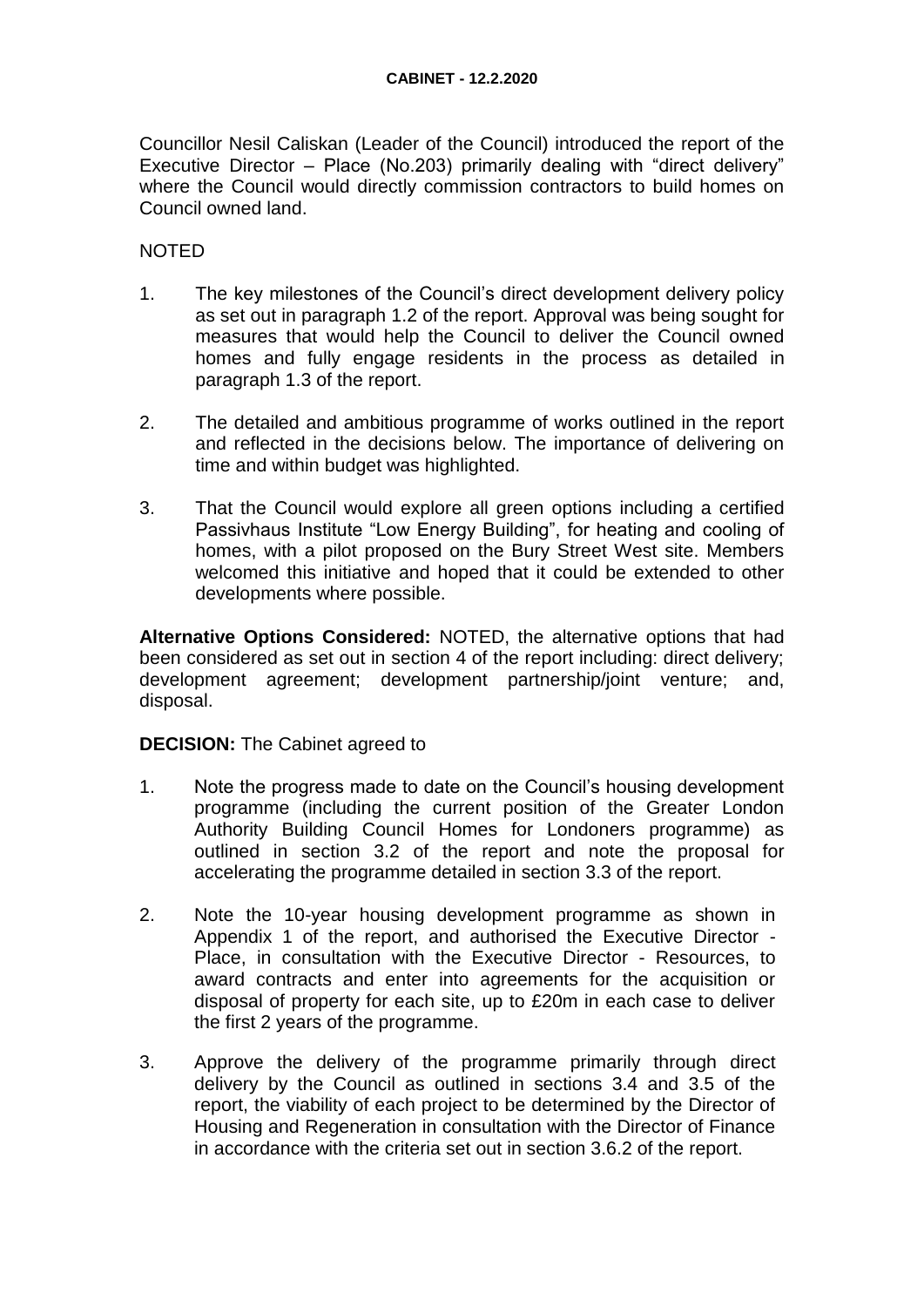Councillor Nesil Caliskan (Leader of the Council) introduced the report of the Executive Director – Place (No.203) primarily dealing with "direct delivery" where the Council would directly commission contractors to build homes on Council owned land.

NOTED

1. The key milestones of the Council's direct development delivery policy as set out in paragraph 1.2 of the report. Approval was being sought for measures that would help the Council to deliver the Council owned homes and fully engage residents in the process as detailed in paragraph 1.3 of the report.

2. The detailed and ambitious programme of works outlined in the report and reflected in the decisions below. The importance of delivering on time and within budget was highlighted.

3. That the Council would explore all green options including a certified Passivhaus Institute "Low Energy Building", for heating and cooling of homes, with a pilot proposed on the Bury Street West site. Members welcomed this initiative and hoped that it could be extended to other developments where possible.

**Alternative Options Considered:** NOTED, the alternative options that had been considered as set out in section 4 of the report including: direct delivery; development agreement; development partnership/joint venture; and, disposal.

**DECISION:** The Cabinet agreed to

1. Note the progress made to date on the Council's housing development programme (including the current position of the Greater London Authority Building Council Homes for Londoners programme) as outlined in section 3.2 of the report and note the proposal for accelerating the programme detailed in section 3.3 of the report.

2. Note the 10-year housing development programme as shown in Appendix 1 of the report, and authorised the Executive Director - Place, in consultation with the Executive Director - Resources, to award contracts and enter into agreements for the acquisition or disposal of property for each site, up to £20m in each case to deliver the first 2 years of the programme.

3. Approve the delivery of the programme primarily through direct delivery by the Council as outlined in sections 3.4 and 3.5 of the report, the viability of each project to be determined by the Director of Housing and Regeneration in consultation with the Director of Finance in accordance with the criteria set out in section 3.6.2 of the report.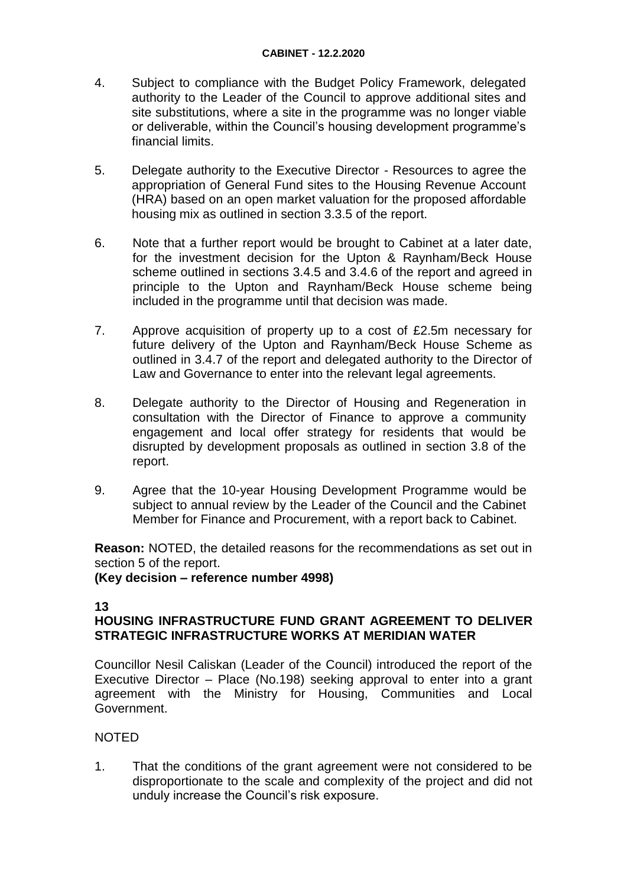4. Subject to compliance with the Budget Policy Framework, delegated authority to the Leader of the Council to approve additional sites and site substitutions, where a site in the programme was no longer viable or deliverable, within the Council's housing development programme's financial limits.

5. Delegate authority to the Executive Director - Resources to agree the appropriation of General Fund sites to the Housing Revenue Account (HRA) based on an open market valuation for the proposed affordable housing mix as outlined in section 3.3.5 of the report.

6. Note that a further report would be brought to Cabinet at a later date, for the investment decision for the Upton & Raynham/Beck House scheme outlined in sections 3.4.5 and 3.4.6 of the report and agreed in principle to the Upton and Raynham/Beck House scheme being included in the programme until that decision was made.

7. Approve acquisition of property up to a cost of £2.5m necessary for future delivery of the Upton and Raynham/Beck House Scheme as outlined in 3.4.7 of the report and delegated authority to the Director of Law and Governance to enter into the relevant legal agreements.

8. Delegate authority to the Director of Housing and Regeneration in consultation with the Director of Finance to approve a community engagement and local offer strategy for residents that would be disrupted by development proposals as outlined in section 3.8 of the report.

9. Agree that the 10-year Housing Development Programme would be subject to annual review by the Leader of the Council and the Cabinet Member for Finance and Procurement, with a report back to Cabinet.

**Reason:** NOTED, the detailed reasons for the recommendations as set out in section 5 of the report.
**(Key decision – reference number 4998)**

**13**
**HOUSING INFRASTRUCTURE FUND GRANT AGREEMENT TO DELIVER STRATEGIC INFRASTRUCTURE WORKS AT MERIDIAN WATER**

Councillor Nesil Caliskan (Leader of the Council) introduced the report of the Executive Director – Place (No.198) seeking approval to enter into a grant agreement with the Ministry for Housing, Communities and Local Government.

NOTED

1. That the conditions of the grant agreement were not considered to be disproportionate to the scale and complexity of the project and did not unduly increase the Council's risk exposure.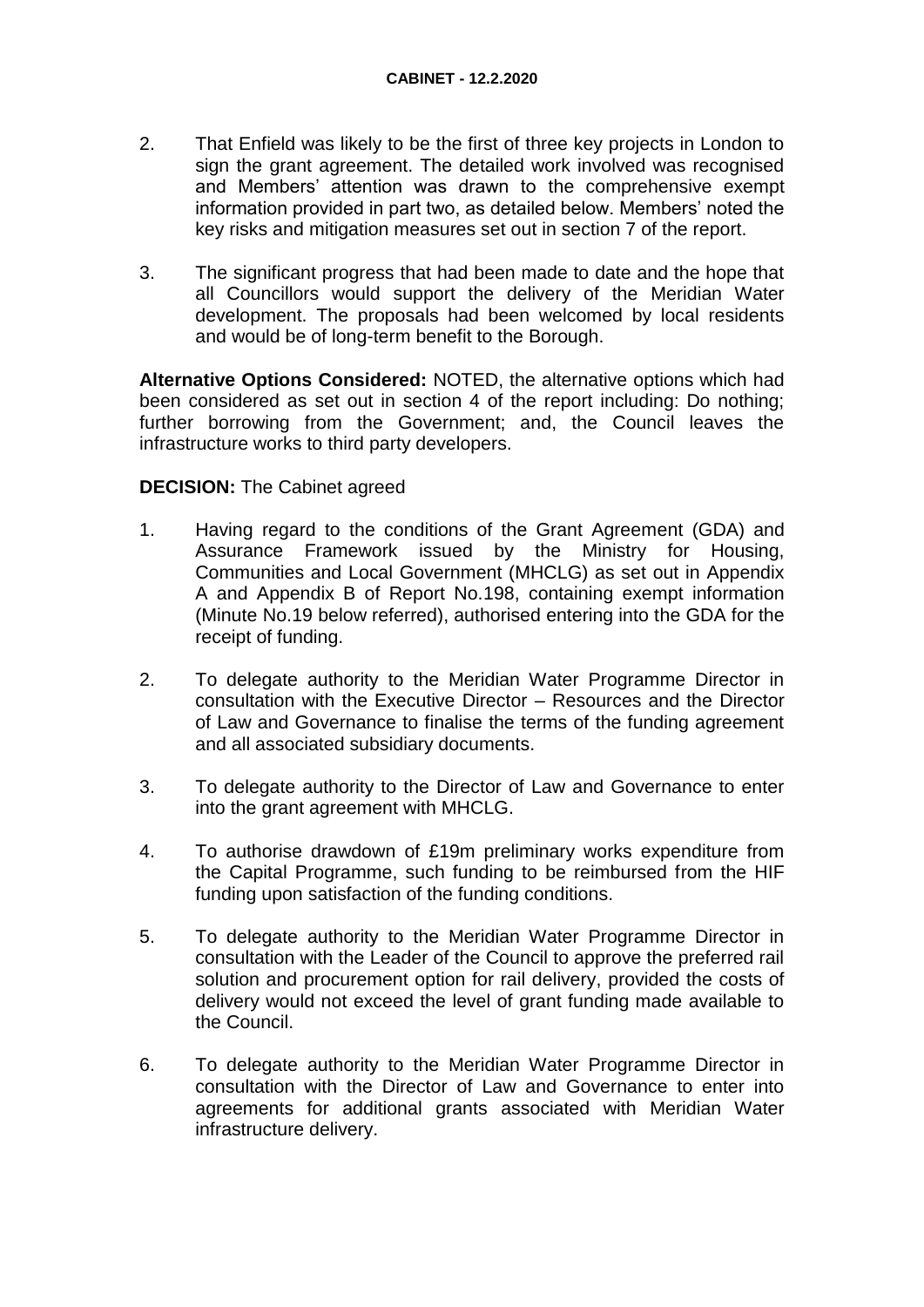2. That Enfield was likely to be the first of three key projects in London to sign the grant agreement. The detailed work involved was recognised and Members' attention was drawn to the comprehensive exempt information provided in part two, as detailed below. Members' noted the key risks and mitigation measures set out in section 7 of the report.

3. The significant progress that had been made to date and the hope that all Councillors would support the delivery of the Meridian Water development. The proposals had been welcomed by local residents and would be of long-term benefit to the Borough.

**Alternative Options Considered:** NOTED, the alternative options which had been considered as set out in section 4 of the report including: Do nothing; further borrowing from the Government; and, the Council leaves the infrastructure works to third party developers.

**DECISION:** The Cabinet agreed

1. Having regard to the conditions of the Grant Agreement (GDA) and Assurance Framework issued by the Ministry for Housing, Communities and Local Government (MHCLG) as set out in Appendix A and Appendix B of Report No.198, containing exempt information (Minute No.19 below referred), authorised entering into the GDA for the receipt of funding.

2. To delegate authority to the Meridian Water Programme Director in consultation with the Executive Director – Resources and the Director of Law and Governance to finalise the terms of the funding agreement and all associated subsidiary documents.

3. To delegate authority to the Director of Law and Governance to enter into the grant agreement with MHCLG.

4. To authorise drawdown of £19m preliminary works expenditure from the Capital Programme, such funding to be reimbursed from the HIF funding upon satisfaction of the funding conditions.

5. To delegate authority to the Meridian Water Programme Director in consultation with the Leader of the Council to approve the preferred rail solution and procurement option for rail delivery, provided the costs of delivery would not exceed the level of grant funding made available to the Council.

6. To delegate authority to the Meridian Water Programme Director in consultation with the Director of Law and Governance to enter into agreements for additional grants associated with Meridian Water infrastructure delivery.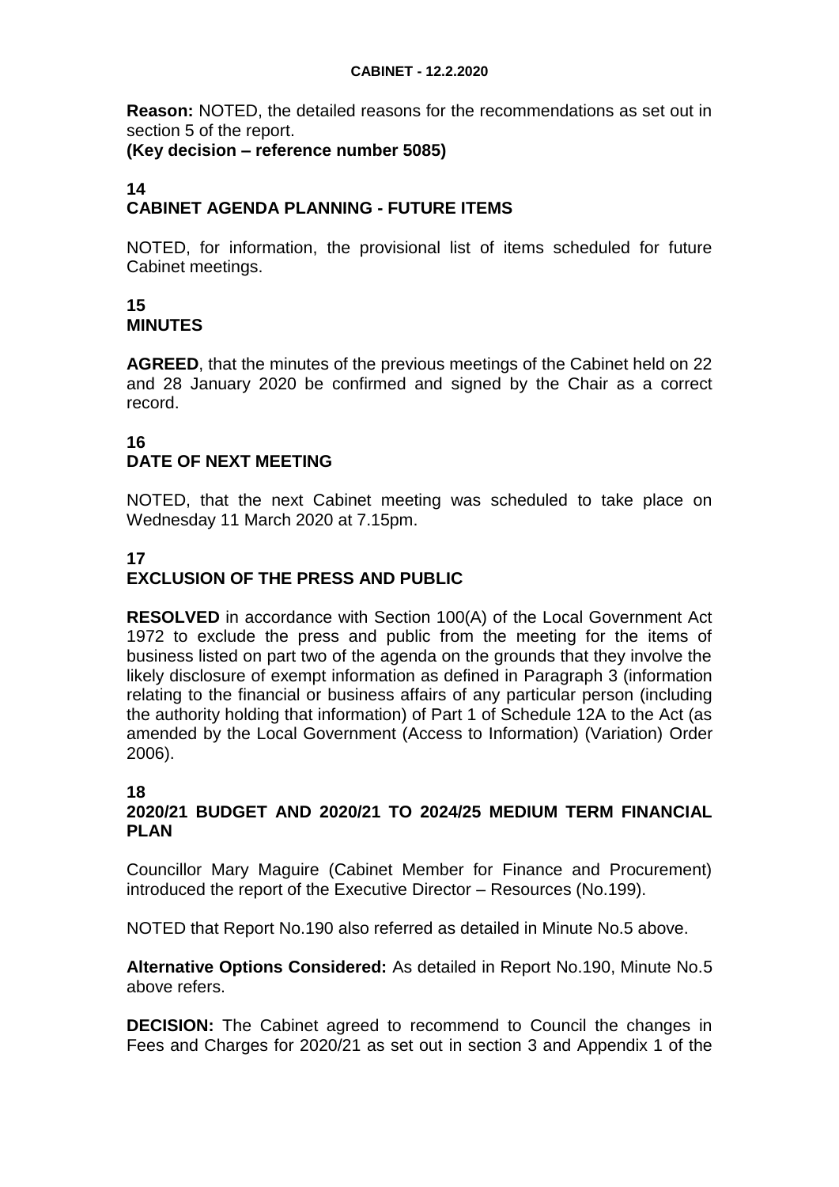**Reason:** NOTED, the detailed reasons for the recommendations as set out in section 5 of the report.
**(Key decision – reference number 5085)**

## 14
## CABINET AGENDA PLANNING - FUTURE ITEMS

NOTED, for information, the provisional list of items scheduled for future Cabinet meetings.

## 15
## MINUTES

**AGREED**, that the minutes of the previous meetings of the Cabinet held on 22 and 28 January 2020 be confirmed and signed by the Chair as a correct record.

## 16
## DATE OF NEXT MEETING

NOTED, that the next Cabinet meeting was scheduled to take place on Wednesday 11 March 2020 at 7.15pm.

## 17
## EXCLUSION OF THE PRESS AND PUBLIC

**RESOLVED** in accordance with Section 100(A) of the Local Government Act 1972 to exclude the press and public from the meeting for the items of business listed on part two of the agenda on the grounds that they involve the likely disclosure of exempt information as defined in Paragraph 3 (information relating to the financial or business affairs of any particular person (including the authority holding that information) of Part 1 of Schedule 12A to the Act (as amended by the Local Government (Access to Information) (Variation) Order 2006).

## 18
## 2020/21 BUDGET AND 2020/21 TO 2024/25 MEDIUM TERM FINANCIAL PLAN

Councillor Mary Maguire (Cabinet Member for Finance and Procurement) introduced the report of the Executive Director – Resources (No.199).

NOTED that Report No.190 also referred as detailed in Minute No.5 above.

**Alternative Options Considered:** As detailed in Report No.190, Minute No.5 above refers.

**DECISION:** The Cabinet agreed to recommend to Council the changes in Fees and Charges for 2020/21 as set out in section 3 and Appendix 1 of the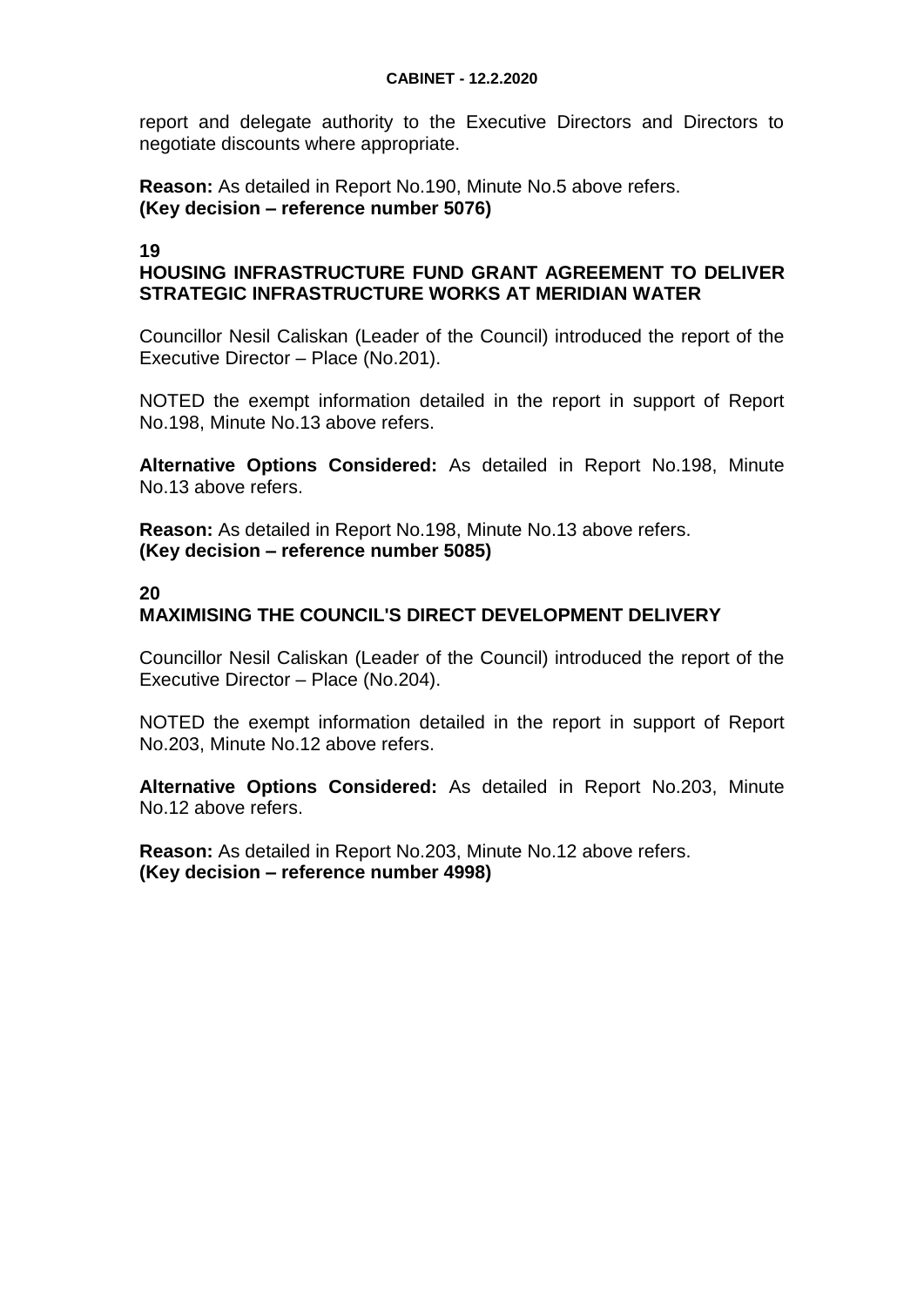report and delegate authority to the Executive Directors and Directors to negotiate discounts where appropriate.

**Reason:** As detailed in Report No.190, Minute No.5 above refers.
**(Key decision – reference number 5076)**

**19**
**HOUSING INFRASTRUCTURE FUND GRANT AGREEMENT TO DELIVER STRATEGIC INFRASTRUCTURE WORKS AT MERIDIAN WATER**

Councillor Nesil Caliskan (Leader of the Council) introduced the report of the Executive Director – Place (No.201).

NOTED the exempt information detailed in the report in support of Report No.198, Minute No.13 above refers.

**Alternative Options Considered:** As detailed in Report No.198, Minute No.13 above refers.

**Reason:** As detailed in Report No.198, Minute No.13 above refers.
**(Key decision – reference number 5085)**

**20**
**MAXIMISING THE COUNCIL'S DIRECT DEVELOPMENT DELIVERY**

Councillor Nesil Caliskan (Leader of the Council) introduced the report of the Executive Director – Place (No.204).

NOTED the exempt information detailed in the report in support of Report No.203, Minute No.12 above refers.

**Alternative Options Considered:** As detailed in Report No.203, Minute No.12 above refers.

**Reason:** As detailed in Report No.203, Minute No.12 above refers.
**(Key decision – reference number 4998)**